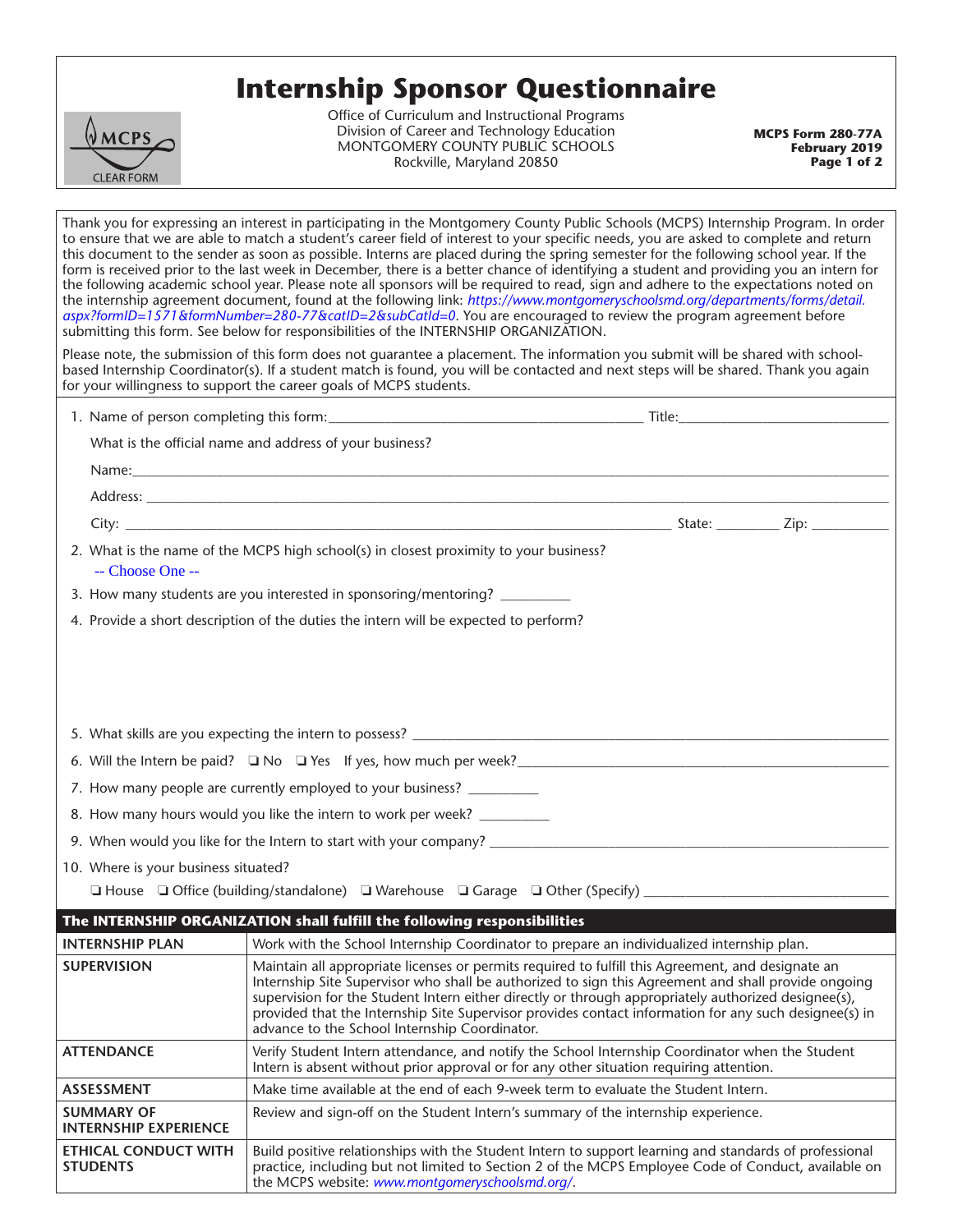# Internship Sponsor Questionnaire

MCPS

CLEAR FORM

Office of Curriculum and Instructional Programs
Division of Career and Technology Education
MONTGOMERY COUNTY PUBLIC SCHOOLS
Rockville, Maryland 20850

**MCPS Form 280-77A**
**February 2019**

Thank you for expressing an interest in participating in the Montgomery County Public Schools (MCPS) Internship Program. In order to ensure that we are able to match a student's career field of interest to your specific needs, you are asked to complete and return this document to the sender as soon as possible. Interns are placed during the spring semester for the following school year. If the form is received prior to the last week in December, there is a better chance of identifying a student and providing you an intern for the following academic school year. Please note all sponsors will be required to read, sign and adhere to the expectations noted on the internship agreement document, found at the following link: *https://www.montgomeryschoolsmd.org/departments/forms/detail.aspx?formID=1571&formNumber=280-77&catID=2&subCatId=0*. You are encouraged to review the program agreement before submitting this form. See below for responsibilities of the INTERNSHIP ORGANIZATION.

Please note, the submission of this form does not guarantee a placement. The information you submit will be shared with school-based Internship Coordinator(s). If a student match is found, you will be contacted and next steps will be shared. Thank you again for your willingness to support the career goals of MCPS students.

1. Name of person completing this form:______________________________ Title:____________________

   What is the official name and address of your business?

   Name:______________________________________________________________

   Address: ____________________________________________________________

   City: __________________________________________ State: ________ Zip: __________

2. What is the name of the MCPS high school(s) in closest proximity to your business?
   -- Choose One --
3. How many students are you interested in sponsoring/mentoring? _________
4. Provide a short description of the duties the intern will be expected to perform?

5. What skills are you expecting the intern to possess? ______________________________
6. Will the Intern be paid? ❑ No ❑ Yes If yes, how much per week?____________________
7. How many people are currently employed to your business? _________
8. How many hours would you like the intern to work per week? _________
9. When would you like for the Intern to start with your company? ______________________
10. Where is your business situated?

    ❑ House ❑ Office (building/standalone) ❑ Warehouse ❑ Garage ❑ Other (Specify) ____________________

| **The INTERNSHIP ORGANIZATION shall fulfill the following responsibilities** | |
|---|---|
| **INTERNSHIP PLAN** | Work with the School Internship Coordinator to prepare an individualized internship plan. |
| **SUPERVISION** | Maintain all appropriate licenses or permits required to fulfill this Agreement, and designate an Internship Site Supervisor who shall be authorized to sign this Agreement and shall provide ongoing supervision for the Student Intern either directly or through appropriately authorized designee(s), provided that the Internship Site Supervisor provides contact information for any such designee(s) in advance to the School Internship Coordinator. |
| **ATTENDANCE** | Verify Student Intern attendance, and notify the School Internship Coordinator when the Student Intern is absent without prior approval or for any other situation requiring attention. |
| **ASSESSMENT** | Make time available at the end of each 9-week term to evaluate the Student Intern. |
| **SUMMARY OF INTERNSHIP EXPERIENCE** | Review and sign-off on the Student Intern's summary of the internship experience. |
| **ETHICAL CONDUCT WITH STUDENTS** | Build positive relationships with the Student Intern to support learning and standards of professional practice, including but not limited to Section 2 of the MCPS Employee Code of Conduct, available on the MCPS website: *www.montgomeryschoolsmd.org/*. |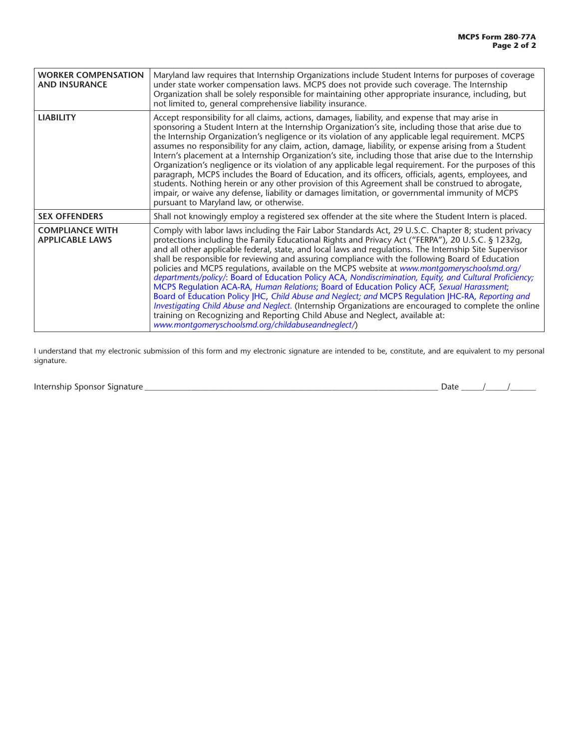| | |
|---|---|
| **WORKER COMPENSATION AND INSURANCE** | Maryland law requires that Internship Organizations include Student Interns for purposes of coverage under state worker compensation laws. MCPS does not provide such coverage. The Internship Organization shall be solely responsible for maintaining other appropriate insurance, including, but not limited to, general comprehensive liability insurance. |
| **LIABILITY** | Accept responsibility for all claims, actions, damages, liability, and expense that may arise in sponsoring a Student Intern at the Internship Organization's site, including those that arise due to the Internship Organization's negligence or its violation of any applicable legal requirement. MCPS assumes no responsibility for any claim, action, damage, liability, or expense arising from a Student Intern's placement at a Internship Organization's site, including those that arise due to the Internship Organization's negligence or its violation of any applicable legal requirement. For the purposes of this paragraph, MCPS includes the Board of Education, and its officers, officials, agents, employees, and students. Nothing herein or any other provision of this Agreement shall be construed to abrogate, impair, or waive any defense, liability or damages limitation, or governmental immunity of MCPS pursuant to Maryland law, or otherwise. |
| **SEX OFFENDERS** | Shall not knowingly employ a registered sex offender at the site where the Student Intern is placed. |
| **COMPLIANCE WITH APPLICABLE LAWS** | Comply with labor laws including the Fair Labor Standards Act, 29 U.S.C. Chapter 8; student privacy protections including the Family Educational Rights and Privacy Act ("FERPA"), 20 U.S.C. § 1232g, and all other applicable federal, state, and local laws and regulations. The Internship Site Supervisor shall be responsible for reviewing and assuring compliance with the following Board of Education policies and MCPS regulations, available on the MCPS website at *www.montgomeryschoolsmd.org/departments/policy/*: Board of Education Policy ACA, *Nondiscrimination, Equity, and Cultural Proficiency;* MCPS Regulation ACA-RA, *Human Relations*; Board of Education Policy ACF, *Sexual Harassment*; Board of Education Policy JHC, *Child Abuse and Neglect; and* MCPS Regulation JHC-RA, *Reporting and Investigating Child Abuse and Neglect.* (Internship Organizations are encouraged to complete the online training on Recognizing and Reporting Child Abuse and Neglect, available at: *www.montgomeryschoolsmd.org/childabuseandneglect/*) |

I understand that my electronic submission of this form and my electronic signature are intended to be, constitute, and are equivalent to my personal signature.

Internship Sponsor Signature ____________________________________________ Date _____/_____/______